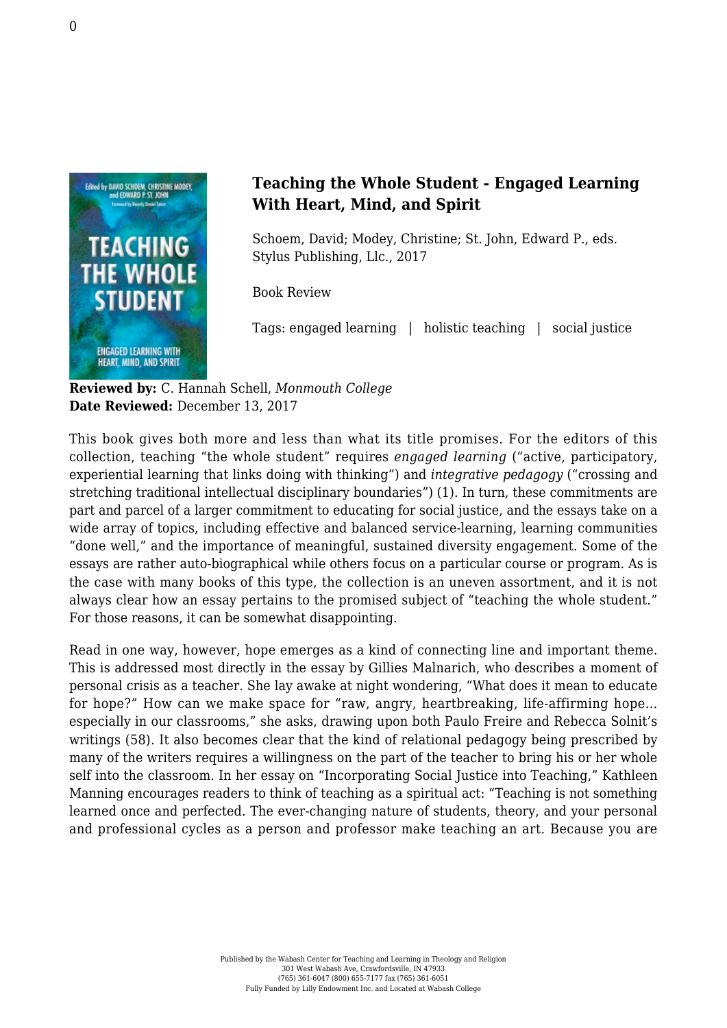## Teaching the Whole Student - Engaged Learning With Heart, Mind, and Spirit

Schoem, David; Modey, Christine; St. John, Edward P., eds.
Stylus Publishing, Llc., 2017

Book Review

Tags: engaged learning | holistic teaching | social justice

**Reviewed by:** C. Hannah Schell, *Monmouth College*
**Date Reviewed:** December 13, 2017

This book gives both more and less than what its title promises. For the editors of this collection, teaching "the whole student" requires *engaged learning* ("active, participatory, experiential learning that links doing with thinking") and *integrative pedagogy* ("crossing and stretching traditional intellectual disciplinary boundaries") (1). In turn, these commitments are part and parcel of a larger commitment to educating for social justice, and the essays take on a wide array of topics, including effective and balanced service-learning, learning communities "done well," and the importance of meaningful, sustained diversity engagement. Some of the essays are rather auto-biographical while others focus on a particular course or program. As is the case with many books of this type, the collection is an uneven assortment, and it is not always clear how an essay pertains to the promised subject of "teaching the whole student." For those reasons, it can be somewhat disappointing.

Read in one way, however, hope emerges as a kind of connecting line and important theme. This is addressed most directly in the essay by Gillies Malnarich, who describes a moment of personal crisis as a teacher. She lay awake at night wondering, "What does it mean to educate for hope?" How can we make space for "raw, angry, heartbreaking, life-affirming hope... especially in our classrooms," she asks, drawing upon both Paulo Freire and Rebecca Solnit's writings (58). It also becomes clear that the kind of relational pedagogy being prescribed by many of the writers requires a willingness on the part of the teacher to bring his or her whole self into the classroom. In her essay on "Incorporating Social Justice into Teaching," Kathleen Manning encourages readers to think of teaching as a spiritual act: "Teaching is not something learned once and perfected. The ever-changing nature of students, theory, and your personal and professional cycles as a person and professor make teaching an art. Because you are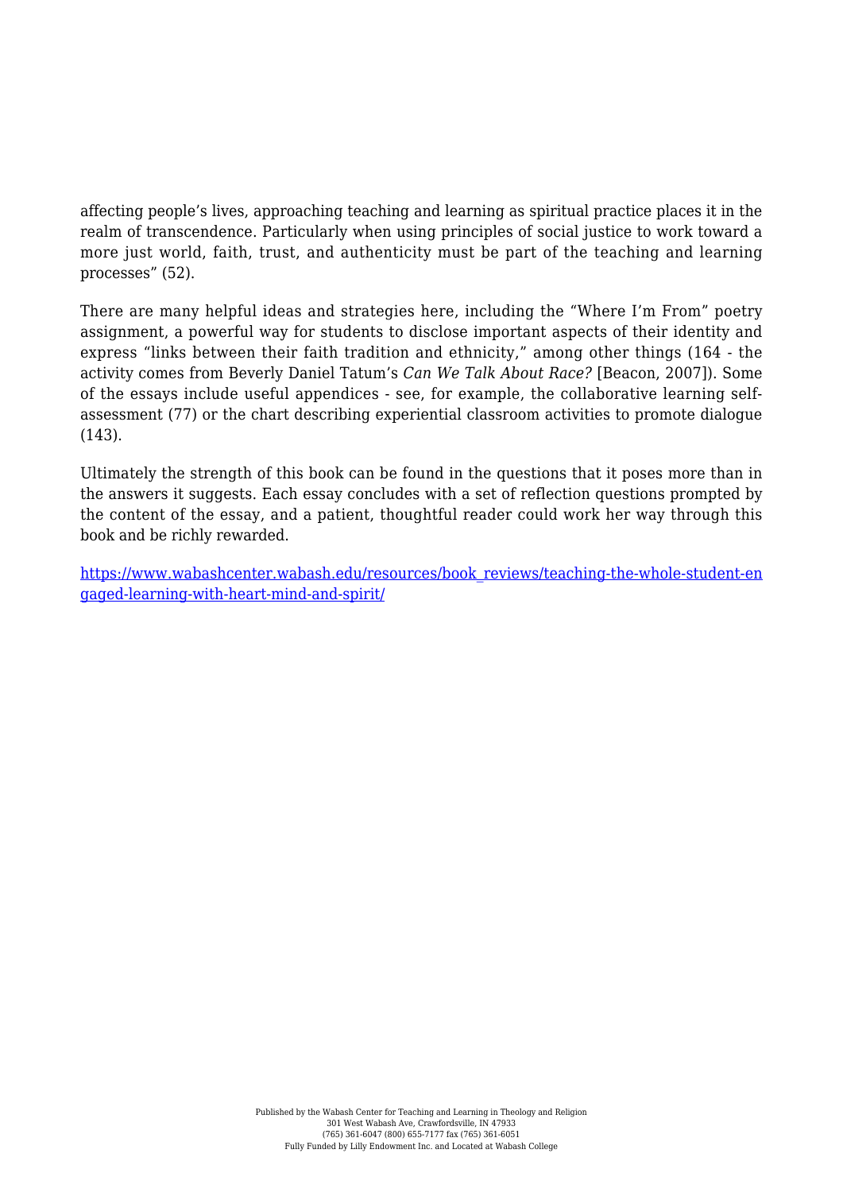affecting people's lives, approaching teaching and learning as spiritual practice places it in the realm of transcendence. Particularly when using principles of social justice to work toward a more just world, faith, trust, and authenticity must be part of the teaching and learning processes" (52).

There are many helpful ideas and strategies here, including the "Where I'm From" poetry assignment, a powerful way for students to disclose important aspects of their identity and express "links between their faith tradition and ethnicity," among other things (164 - the activity comes from Beverly Daniel Tatum's *Can We Talk About Race?* [Beacon, 2007]). Some of the essays include useful appendices - see, for example, the collaborative learning self-assessment (77) or the chart describing experiential classroom activities to promote dialogue (143).

Ultimately the strength of this book can be found in the questions that it poses more than in the answers it suggests. Each essay concludes with a set of reflection questions prompted by the content of the essay, and a patient, thoughtful reader could work her way through this book and be richly rewarded.

[https://www.wabashcenter.wabash.edu/resources/book_reviews/teaching-the-whole-student-engaged-learning-with-heart-mind-and-spirit/](https://www.wabashcenter.wabash.edu/resources/book_reviews/teaching-the-whole-student-engaged-learning-with-heart-mind-and-spirit/)

Published by the Wabash Center for Teaching and Learning in Theology and Religion
301 West Wabash Ave, Crawfordsville, IN 47933
(765) 361-6047 (800) 655-7177 fax (765) 361-6051
Fully Funded by Lilly Endowment Inc. and Located at Wabash College